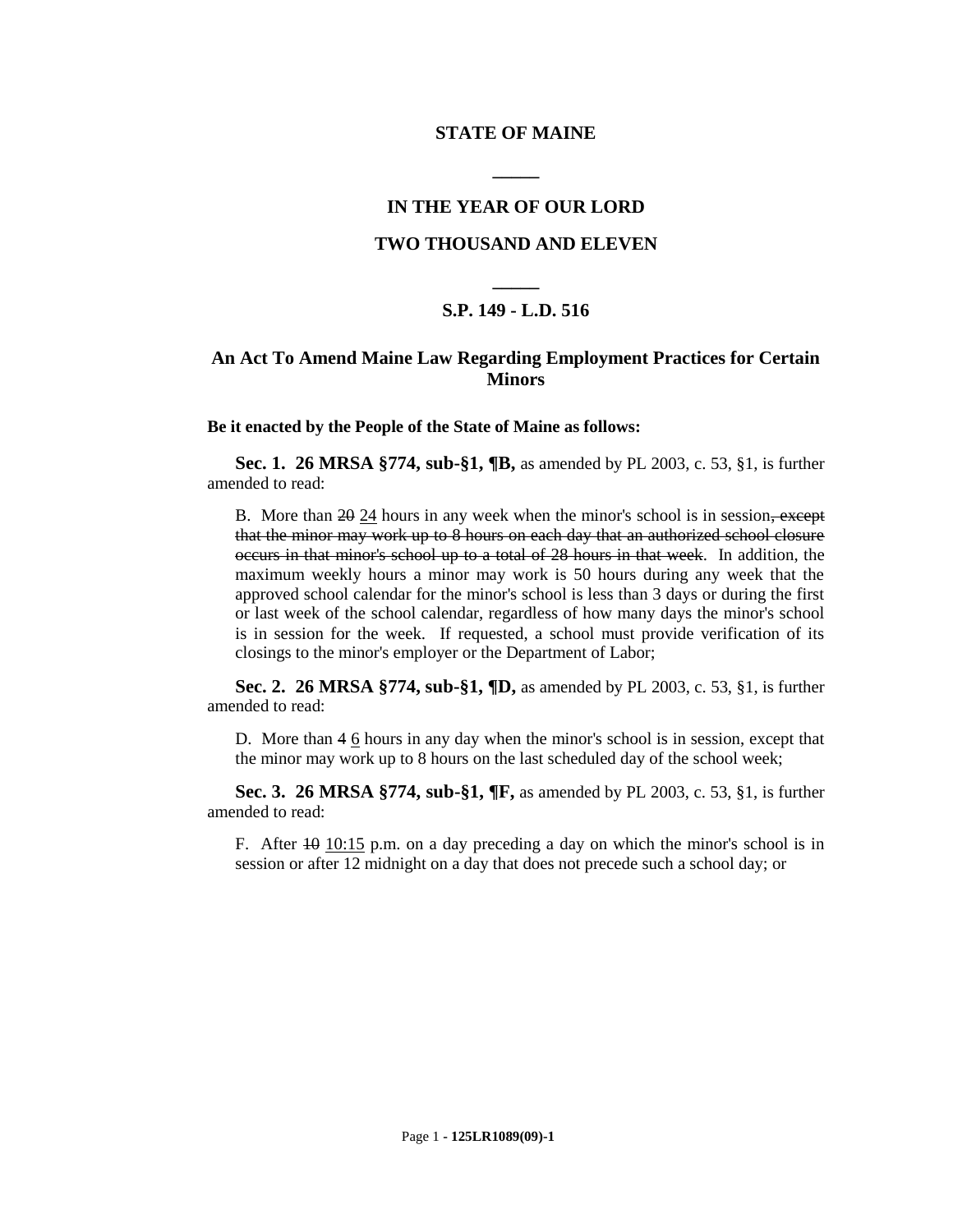**STATE OF MAINE**

**_____**

**IN THE YEAR OF OUR LORD**

**TWO THOUSAND AND ELEVEN**

**_____**

**S.P. 149 - L.D. 516**

## An Act To Amend Maine Law Regarding Employment Practices for Certain Minors

**Be it enacted by the People of the State of Maine as follows:**

**Sec. 1. 26 MRSA §774, sub-§1, ¶B,** as amended by PL 2003, c. 53, §1, is further amended to read:

B. More than ~~20~~ <u>24</u> hours in any week when the minor's school is in session~~, except that the minor may work up to 8 hours on each day that an authorized school closure occurs in that minor's school up to a total of 28 hours in that week~~. In addition, the maximum weekly hours a minor may work is 50 hours during any week that the approved school calendar for the minor's school is less than 3 days or during the first or last week of the school calendar, regardless of how many days the minor's school is in session for the week. If requested, a school must provide verification of its closings to the minor's employer or the Department of Labor;

**Sec. 2. 26 MRSA §774, sub-§1, ¶D,** as amended by PL 2003, c. 53, §1, is further amended to read:

D. More than ~~4~~ <u>6</u> hours in any day when the minor's school is in session, except that the minor may work up to 8 hours on the last scheduled day of the school week;

**Sec. 3. 26 MRSA §774, sub-§1, ¶F,** as amended by PL 2003, c. 53, §1, is further amended to read:

F. After ~~10~~ <u>10:15</u> p.m. on a day preceding a day on which the minor's school is in session or after 12 midnight on a day that does not precede such a school day; or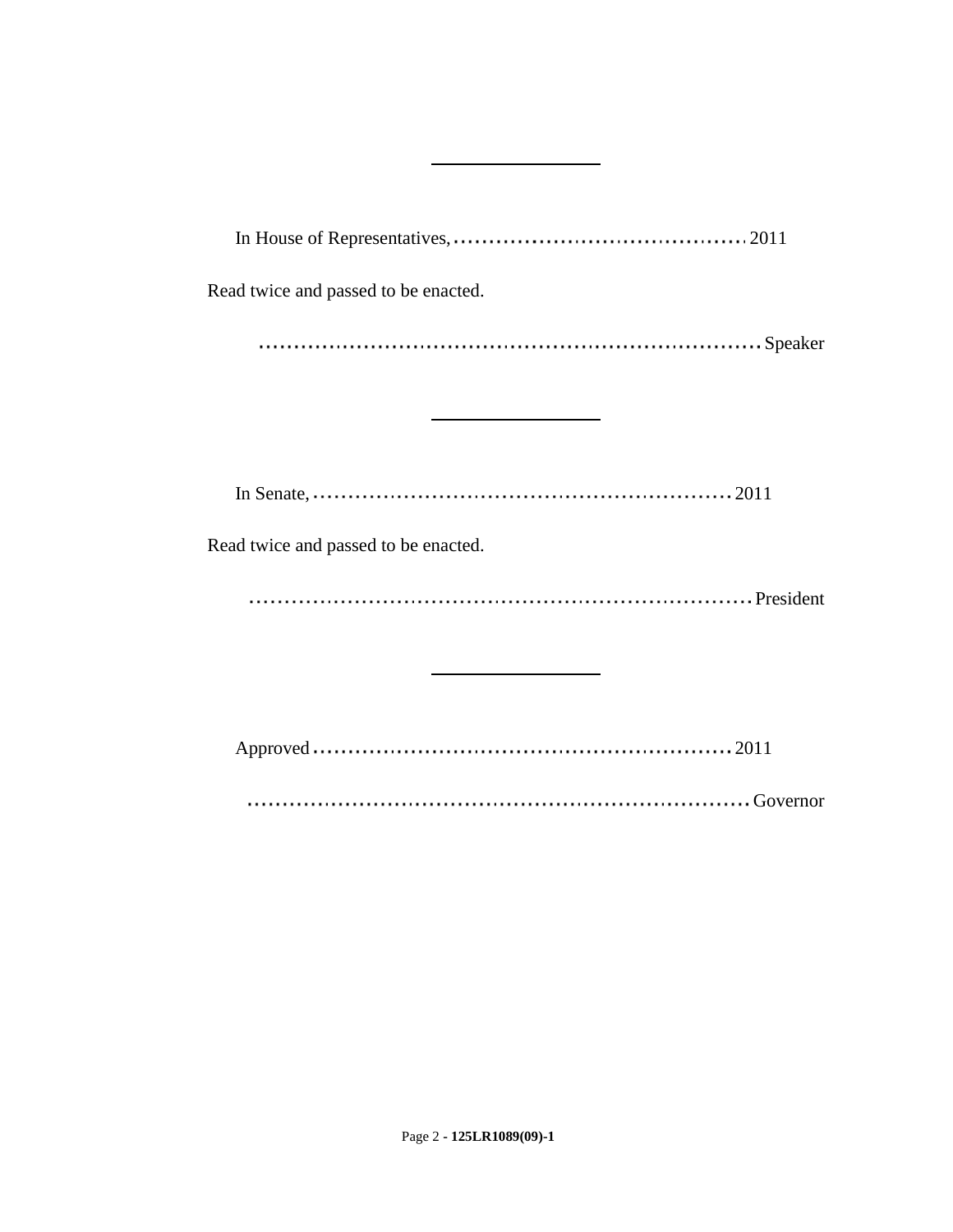---

In House of Representatives, ........................................ 2011

Read twice and passed to be enacted.

........................................................................ Speaker

---

In Senate, ........................................................ 2011

Read twice and passed to be enacted.

........................................................................ President

---

Approved ........................................................ 2011

........................................................................ Governor